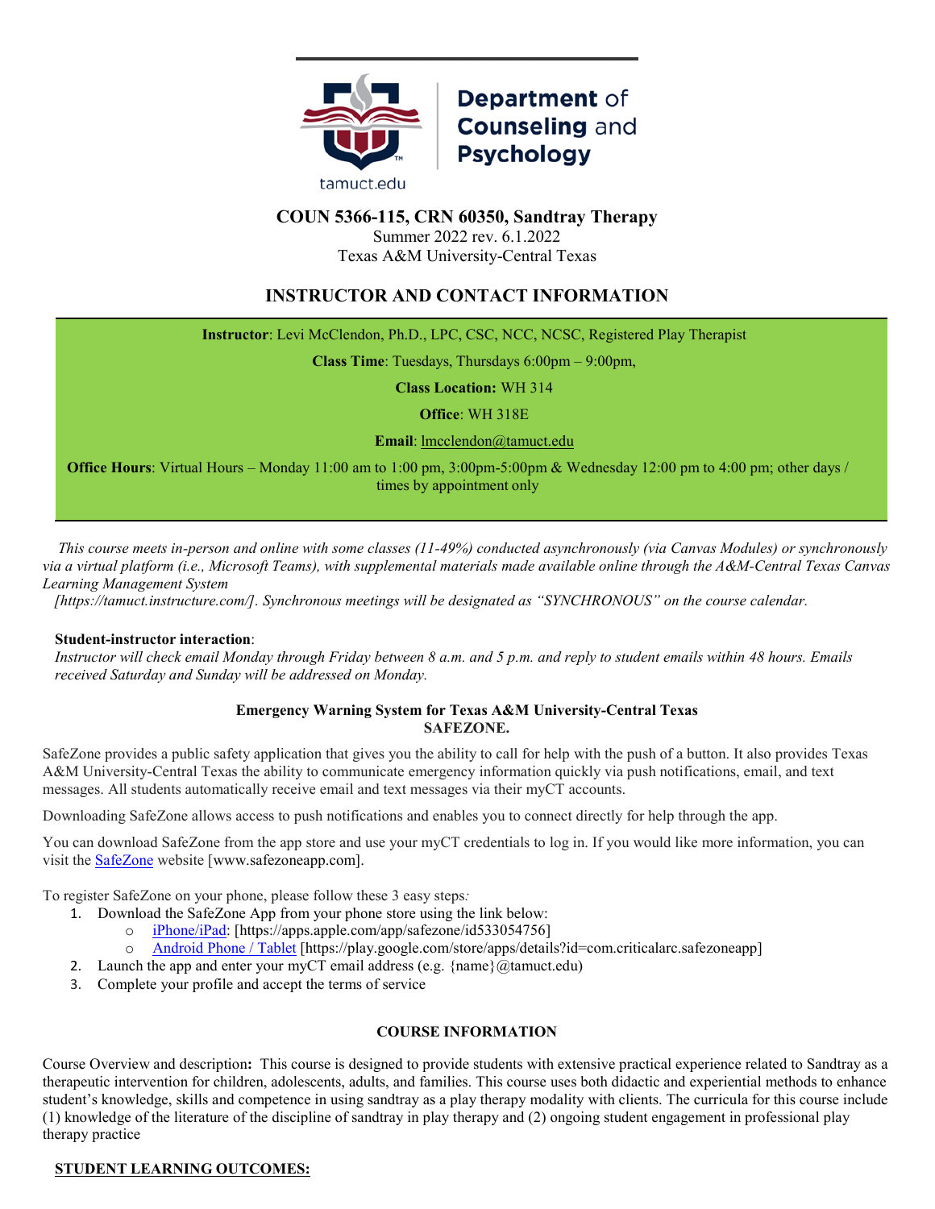Department of Counseling and Psychology

tamuct.edu

# COUN 5366-115, CRN 60350, Sandtray Therapy

Summer 2022 rev. 6.1.2022
Texas A&M University-Central Texas

## INSTRUCTOR AND CONTACT INFORMATION

**Instructor**: Levi McClendon, Ph.D., LPC, CSC, NCC, NCSC, Registered Play Therapist

**Class Time**: Tuesdays, Thursdays 6:00pm – 9:00pm,

**Class Location:** WH 314

**Office**: WH 318E

**Email**: lmcclendon@tamuct.edu

**Office Hours**: Virtual Hours – Monday 11:00 am to 1:00 pm, 3:00pm-5:00pm & Wednesday 12:00 pm to 4:00 pm; other days / times by appointment only

*This course meets in-person and online with some classes (11-49%) conducted asynchronously (via Canvas Modules) or synchronously via a virtual platform (i.e., Microsoft Teams), with supplemental materials made available online through the A&M-Central Texas Canvas Learning Management System [https://tamuct.instructure.com/]. Synchronous meetings will be designated as "SYNCHRONOUS" on the course calendar.*

**Student-instructor interaction**:
*Instructor will check email Monday through Friday between 8 a.m. and 5 p.m. and reply to student emails within 48 hours. Emails received Saturday and Sunday will be addressed on Monday.*

**Emergency Warning System for Texas A&M University-Central Texas**
**SAFEZONE.**

SafeZone provides a public safety application that gives you the ability to call for help with the push of a button. It also provides Texas A&M University-Central Texas the ability to communicate emergency information quickly via push notifications, email, and text messages. All students automatically receive email and text messages via their myCT accounts.

Downloading SafeZone allows access to push notifications and enables you to connect directly for help through the app.

You can download SafeZone from the app store and use your myCT credentials to log in. If you would like more information, you can visit the SafeZone website [www.safezoneapp.com].

To register SafeZone on your phone, please follow these 3 easy steps*:*

1. Download the SafeZone App from your phone store using the link below:
   - iPhone/iPad: [https://apps.apple.com/app/safezone/id533054756]
   - Android Phone / Tablet [https://play.google.com/store/apps/details?id=com.criticalarc.safezoneapp]
2. Launch the app and enter your myCT email address (e.g. {name}@tamuct.edu)
3. Complete your profile and accept the terms of service

## COURSE INFORMATION

Course Overview and description**:** This course is designed to provide students with extensive practical experience related to Sandtray as a therapeutic intervention for children, adolescents, adults, and families. This course uses both didactic and experiential methods to enhance student's knowledge, skills and competence in using sandtray as a play therapy modality with clients. The curricula for this course include (1) knowledge of the literature of the discipline of sandtray in play therapy and (2) ongoing student engagement in professional play therapy practice

**STUDENT LEARNING OUTCOMES:**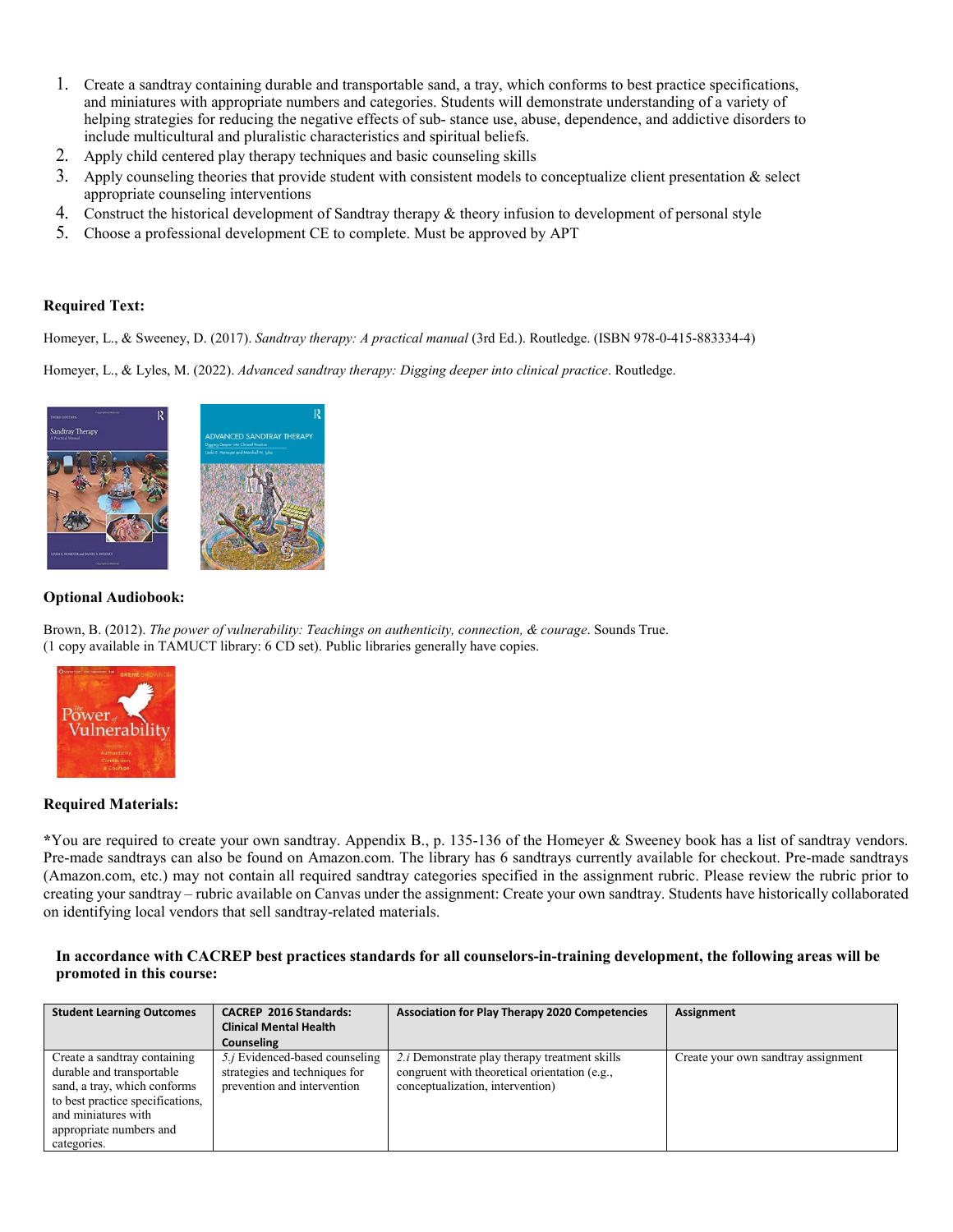1. Create a sandtray containing durable and transportable sand, a tray, which conforms to best practice specifications, and miniatures with appropriate numbers and categories. Students will demonstrate understanding of a variety of helping strategies for reducing the negative effects of sub- stance use, abuse, dependence, and addictive disorders to include multicultural and pluralistic characteristics and spiritual beliefs.
2. Apply child centered play therapy techniques and basic counseling skills
3. Apply counseling theories that provide student with consistent models to conceptualize client presentation & select appropriate counseling interventions
4. Construct the historical development of Sandtray therapy & theory infusion to development of personal style
5. Choose a professional development CE to complete. Must be approved by APT

**Required Text:**

Homeyer, L., & Sweeney, D. (2017). *Sandtray therapy: A practical manual* (3rd Ed.). Routledge. (ISBN 978-0-415-883334-4)

Homeyer, L., & Lyles, M. (2022). *Advanced sandtray therapy: Digging deeper into clinical practice*. Routledge.

**Optional Audiobook:**

Brown, B. (2012). *The power of vulnerability: Teachings on authenticity, connection, & courage*. Sounds True. (1 copy available in TAMUCT library: 6 CD set). Public libraries generally have copies.

**Required Materials:**

*You are required to create your own sandtray. Appendix B., p. 135-136 of the Homeyer & Sweeney book has a list of sandtray vendors. Pre-made sandtrays can also be found on Amazon.com. The library has 6 sandtrays currently available for checkout. Pre-made sandtrays (Amazon.com, etc.) may not contain all required sandtray categories specified in the assignment rubric. Please review the rubric prior to creating your sandtray – rubric available on Canvas under the assignment: Create your own sandtray. Students have historically collaborated on identifying local vendors that sell sandtray-related materials.

**In accordance with CACREP best practices standards for all counselors-in-training development, the following areas will be promoted in this course:**

| Student Learning Outcomes | CACREP 2016 Standards: Clinical Mental Health Counseling | Association for Play Therapy 2020 Competencies | Assignment |
|---|---|---|---|
| Create a sandtray containing durable and transportable sand, a tray, which conforms to best practice specifications, and miniatures with appropriate numbers and categories. | *5.j* Evidenced-based counseling strategies and techniques for prevention and intervention | *2.i* Demonstrate play therapy treatment skills congruent with theoretical orientation (e.g., conceptualization, intervention) | Create your own sandtray assignment |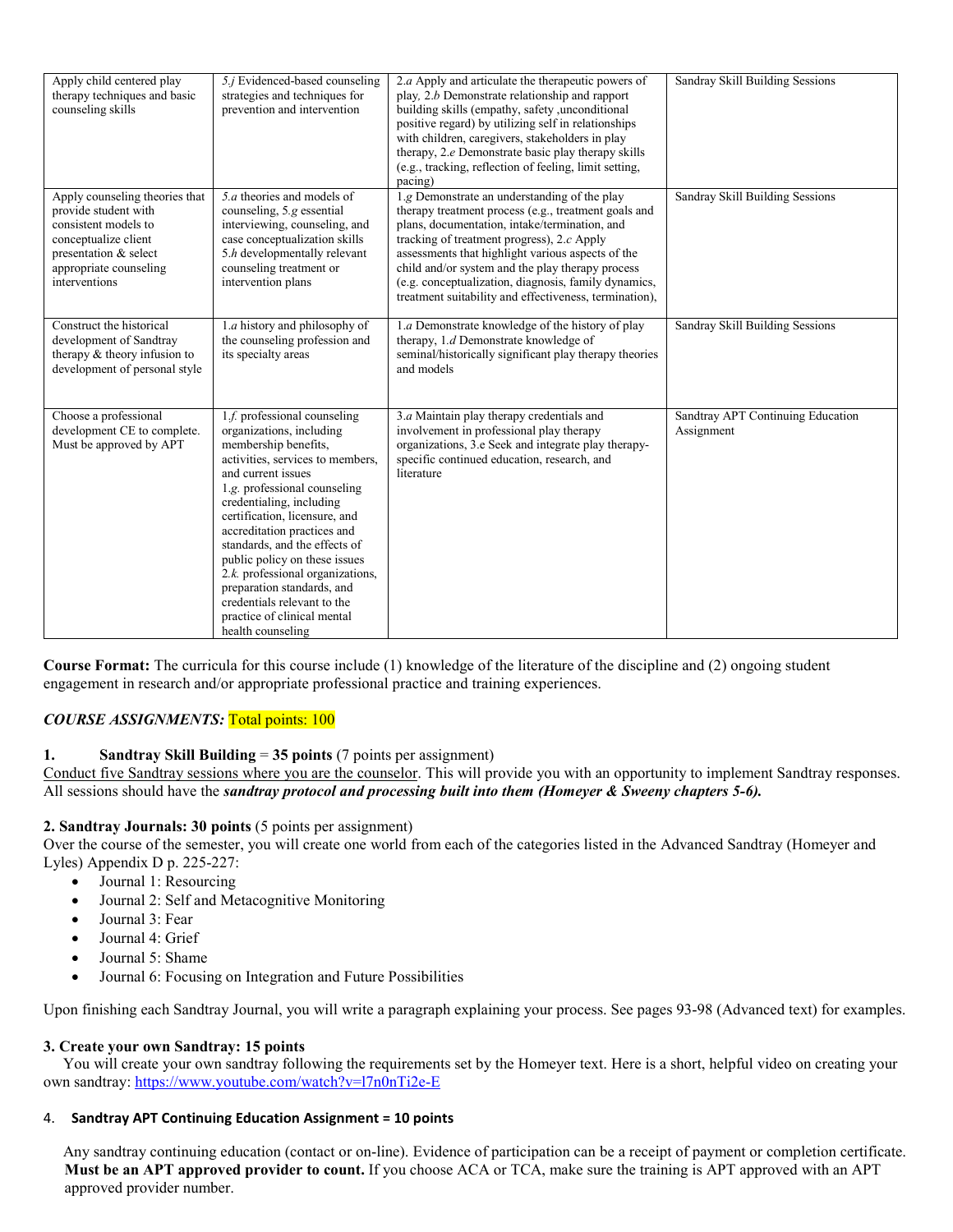| | | | |
|---|---|---|---|
| Apply child centered play therapy techniques and basic counseling skills | 5.*j* Evidenced-based counseling strategies and techniques for prevention and intervention | 2.*a* Apply and articulate the therapeutic powers of play, 2.*b* Demonstrate relationship and rapport building skills (empathy, safety ,unconditional positive regard) by utilizing self in relationships with children, caregivers, stakeholders in play therapy, 2.*e* Demonstrate basic play therapy skills (e.g., tracking, reflection of feeling, limit setting, pacing) | Sandray Skill Building Sessions |
| Apply counseling theories that provide student with consistent models to conceptualize client presentation & select appropriate counseling interventions | 5.*a* theories and models of counseling, 5.*g* essential interviewing, counseling, and case conceptualization skills 5.*h* developmentally relevant counseling treatment or intervention plans | 1.*g* Demonstrate an understanding of the play therapy treatment process (e.g., treatment goals and plans, documentation, intake/termination, and tracking of treatment progress), 2.*c* Apply assessments that highlight various aspects of the child and/or system and the play therapy process (e.g. conceptualization, diagnosis, family dynamics, treatment suitability and effectiveness, termination), | Sandray Skill Building Sessions |
| Construct the historical development of Sandtray therapy & theory infusion to development of personal style | 1.*a* history and philosophy of the counseling profession and its specialty areas | 1.*a* Demonstrate knowledge of the history of play therapy, 1.*d* Demonstrate knowledge of seminal/historically significant play therapy theories and models | Sandray Skill Building Sessions |
| Choose a professional development CE to complete. Must be approved by APT | 1.*f.* professional counseling organizations, including membership benefits, activities, services to members, and current issues 1.*g.* professional counseling credentialing, including certification, licensure, and accreditation practices and standards, and the effects of public policy on these issues 2.*k.* professional organizations, preparation standards, and credentials relevant to the practice of clinical mental health counseling | 3.*a* Maintain play therapy credentials and involvement in professional play therapy organizations, 3.e Seek and integrate play therapy-specific continued education, research, and literature | Sandtray APT Continuing Education Assignment |

**Course Format:** The curricula for this course include (1) knowledge of the literature of the discipline and (2) ongoing student engagement in research and/or appropriate professional practice and training experiences.

***COURSE ASSIGNMENTS:*** Total points: 100

**1. Sandtray Skill Building** = **35 points** (7 points per assignment)

Conduct five Sandtray sessions where you are the counselor. This will provide you with an opportunity to implement Sandtray responses. All sessions should have the ***sandtray protocol and processing built into them (Homeyer & Sweeny chapters 5-6).***

**2. Sandtray Journals: 30 points** (5 points per assignment)

Over the course of the semester, you will create one world from each of the categories listed in the Advanced Sandtray (Homeyer and Lyles) Appendix D p. 225-227:

- Journal 1: Resourcing
- Journal 2: Self and Metacognitive Monitoring
- Journal 3: Fear
- Journal 4: Grief
- Journal 5: Shame
- Journal 6: Focusing on Integration and Future Possibilities

Upon finishing each Sandtray Journal, you will write a paragraph explaining your process. See pages 93-98 (Advanced text) for examples.

**3. Create your own Sandtray: 15 points**

You will create your own sandtray following the requirements set by the Homeyer text. Here is a short, helpful video on creating your own sandtray: https://www.youtube.com/watch?v=l7n0nTi2e-E

4. **Sandtray APT Continuing Education Assignment = 10 points**

Any sandtray continuing education (contact or on-line). Evidence of participation can be a receipt of payment or completion certificate. **Must be an APT approved provider to count.** If you choose ACA or TCA, make sure the training is APT approved with an APT approved provider number.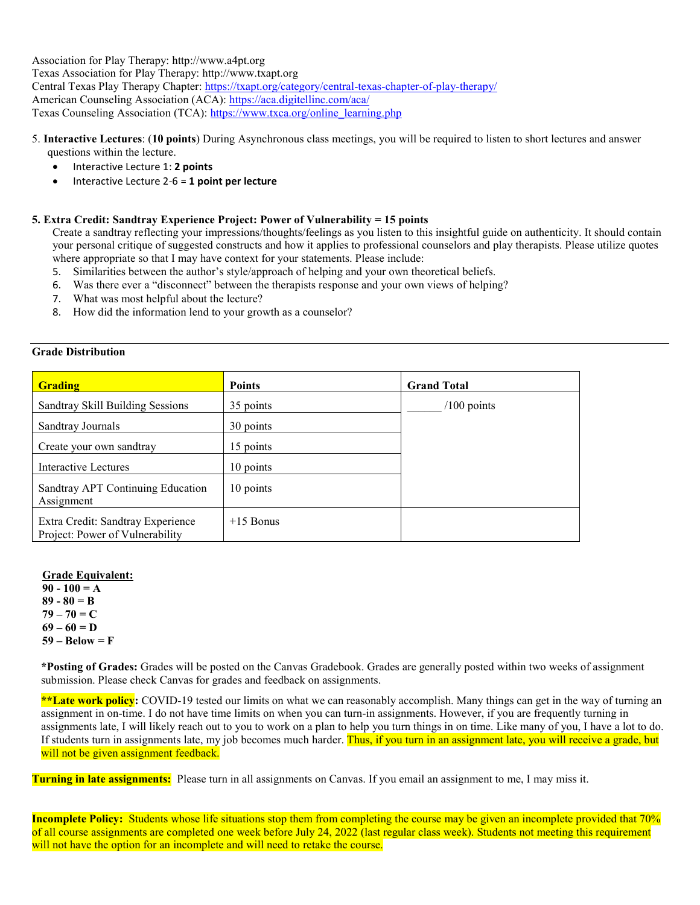Association for Play Therapy: http://www.a4pt.org
Texas Association for Play Therapy: http://www.txapt.org
Central Texas Play Therapy Chapter: https://txapt.org/category/central-texas-chapter-of-play-therapy/
American Counseling Association (ACA): https://aca.digitellinc.com/aca/
Texas Counseling Association (TCA): https://www.txca.org/online_learning.php

5. **Interactive Lectures**: (**10 points**) During Asynchronous class meetings, you will be required to listen to short lectures and answer questions within the lecture.
   - Interactive Lecture 1: **2 points**
   - Interactive Lecture 2-6 = **1 point per lecture**

**5. Extra Credit: Sandtray Experience Project: Power of Vulnerability = 15 points**

Create a sandtray reflecting your impressions/thoughts/feelings as you listen to this insightful guide on authenticity. It should contain your personal critique of suggested constructs and how it applies to professional counselors and play therapists. Please utilize quotes where appropriate so that I may have context for your statements. Please include:

5. Similarities between the author's style/approach of helping and your own theoretical beliefs.
6. Was there ever a "disconnect" between the therapists response and your own views of helping?
7. What was most helpful about the lecture?
8. How did the information lend to your growth as a counselor?

---

**Grade Distribution**

| **Grading** | **Points** | **Grand Total** |
|---|---|---|
| Sandtray Skill Building Sessions | 35 points | ______ /100 points |
| Sandtray Journals | 30 points | |
| Create your own sandtray | 15 points | |
| Interactive Lectures | 10 points | |
| Sandtray APT Continuing Education Assignment | 10 points | |
| Extra Credit: Sandtray Experience Project: Power of Vulnerability | +15 Bonus | |

**Grade Equivalent:**
**90 - 100 = A**
**89 - 80 = B**
**79 – 70 = C**
**69 – 60 = D**
**59 – Below = F**

***Posting of Grades:** Grades will be posted on the Canvas Gradebook. Grades are generally posted within two weeks of assignment submission. Please check Canvas for grades and feedback on assignments.

****Late work policy:** COVID-19 tested our limits on what we can reasonably accomplish. Many things can get in the way of turning an assignment in on-time. I do not have time limits on when you can turn-in assignments. However, if you are frequently turning in assignments late, I will likely reach out to you to work on a plan to help you turn things in on time. Like many of you, I have a lot to do. If students turn in assignments late, my job becomes much harder. Thus, if you turn in an assignment late, you will receive a grade, but will not be given assignment feedback.

**Turning in late assignments:** Please turn in all assignments on Canvas. If you email an assignment to me, I may miss it.

**Incomplete Policy:** Students whose life situations stop them from completing the course may be given an incomplete provided that 70% of all course assignments are completed one week before July 24, 2022 (last regular class week). Students not meeting this requirement will not have the option for an incomplete and will need to retake the course.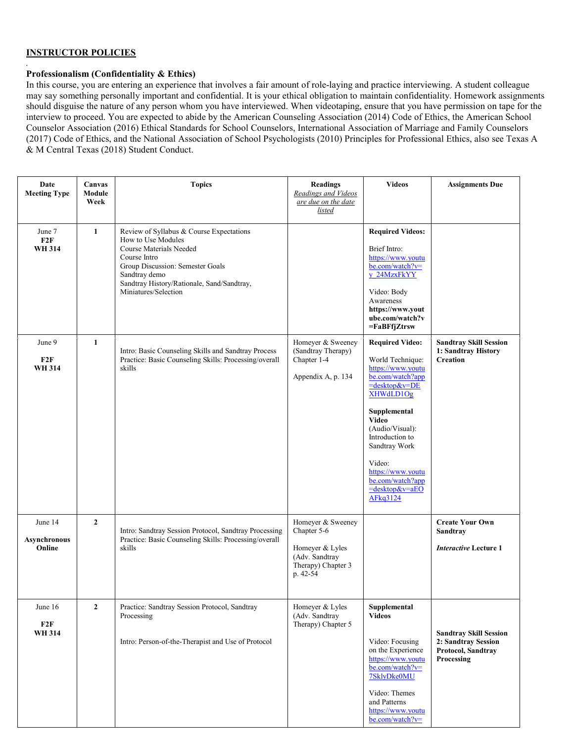## INSTRUCTOR POLICIES

.

### Professionalism (Confidentiality & Ethics)

In this course, you are entering an experience that involves a fair amount of role-laying and practice interviewing. A student colleague may say something personally important and confidential. It is your ethical obligation to maintain confidentiality. Homework assignments should disguise the nature of any person whom you have interviewed. When videotaping, ensure that you have permission on tape for the interview to proceed. You are expected to abide by the American Counseling Association (2014) Code of Ethics, the American School Counselor Association (2016) Ethical Standards for School Counselors, International Association of Marriage and Family Counselors (2017) Code of Ethics, and the National Association of School Psychologists (2010) Principles for Professional Ethics, also see Texas A & M Central Texas (2018) Student Conduct.

| Date Meeting Type | Canvas Module Week | Topics | Readings *Readings and Videos are due on the date listed* | Videos | Assignments Due |
|---|---|---|---|---|---|
| June 7 **F2F WH 314** | **1** | Review of Syllabus & Course Expectations<br>How to Use Modules<br>Course Materials Needed<br>Course Intro<br>Group Discussion: Semester Goals<br>Sandtray demo<br>Sandtray History/Rationale, Sand/Sandtray, Miniatures/Selection | | **Required Videos:**<br><br>Brief Intro: https://www.youtube.com/watch?v=y_24MzxFkYY<br><br>Video: Body Awareness **https://www.youtube.com/watch?v=FaBFfjZtrsw** | |
| June 9 **F2F WH 314** | **1** | Intro: Basic Counseling Skills and Sandtray Process<br>Practice: Basic Counseling Skills: Processing/overall skills | Homeyer & Sweeney (Sandtray Therapy) Chapter 1-4<br><br>Appendix A, p. 134 | **Required Video:**<br><br>World Technique: https://www.youtube.com/watch?app=desktop&v=DEXHWdLD1Og<br><br>**Supplemental Video** (Audio/Visual): Introduction to Sandtray Work<br><br>Video: https://www.youtube.com/watch?app=desktop&v=aEOAFkq3124 | **Sandtray Skill Session 1: Sandtray History Creation** |
| June 14 **Asynchronous Online** | **2** | Intro: Sandtray Session Protocol, Sandtray Processing<br>Practice: Basic Counseling Skills: Processing/overall skills | Homeyer & Sweeney Chapter 5-6<br><br>Homeyer & Lyles (Adv. Sandtray Therapy) Chapter 3 p. 42-54 | | **Create Your Own Sandtray**<br><br>***Interactive* Lecture 1** |
| June 16 **F2F WH 314** | **2** | Practice: Sandtray Session Protocol, Sandtray Processing<br><br>Intro: Person-of-the-Therapist and Use of Protocol | Homeyer & Lyles (Adv. Sandtray Therapy) Chapter 5 | **Supplemental Videos**<br><br>Video: Focusing on the Experience https://www.youtube.com/watch?v=7SklyDke0MU<br><br>Video: Themes and Patterns https://www.youtube.com/watch?v= | **Sandtray Skill Session 2: Sandtray Session Protocol, Sandtray Processing** |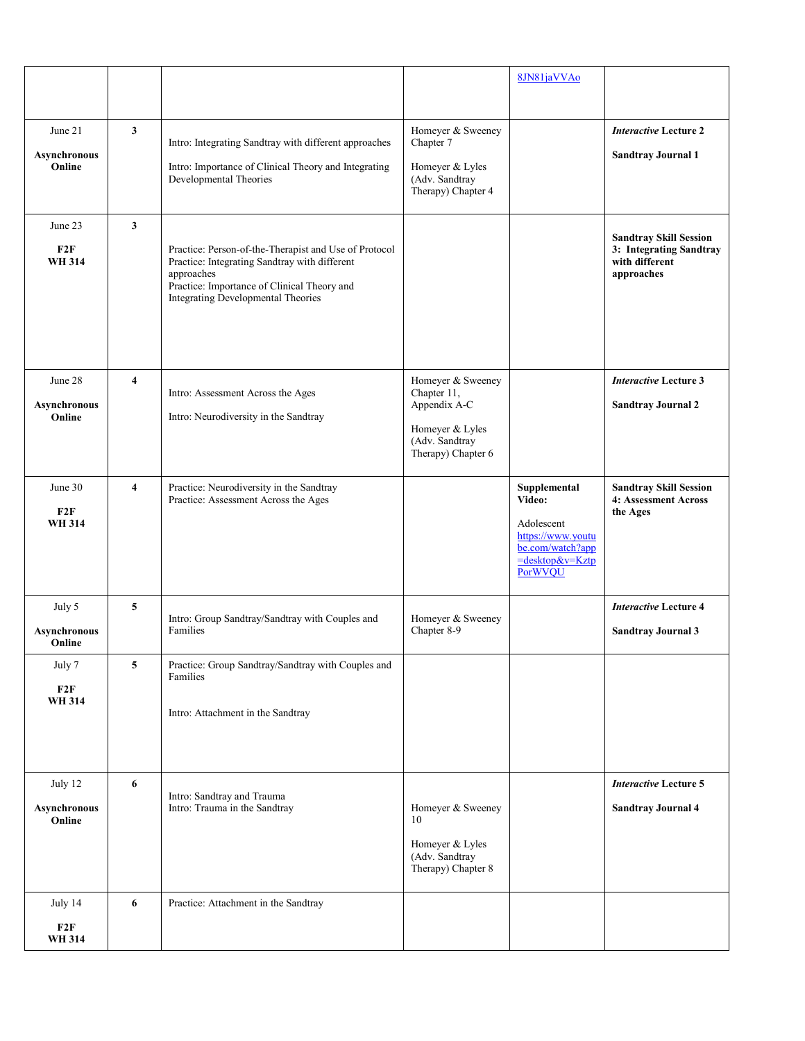| | | | | 8JN81jaVVAo | |
|---|---|---|---|---|---|
| June 21<br><br>**Asynchronous Online** | **3** | Intro: Integrating Sandtray with different approaches<br><br>Intro: Importance of Clinical Theory and Integrating Developmental Theories | Homeyer & Sweeney Chapter 7<br><br>Homeyer & Lyles (Adv. Sandtray Therapy) Chapter 4 | | ***Interactive* Lecture 2**<br><br>**Sandtray Journal 1** |
| June 23<br><br>**F2F WH 314** | **3** | Practice: Person-of-the-Therapist and Use of Protocol<br>Practice: Integrating Sandtray with different approaches<br>Practice: Importance of Clinical Theory and Integrating Developmental Theories | | | **Sandtray Skill Session 3: Integrating Sandtray with different approaches** |
| June 28<br><br>**Asynchronous Online** | **4** | Intro: Assessment Across the Ages<br><br>Intro: Neurodiversity in the Sandtray | Homeyer & Sweeney Chapter 11, Appendix A-C<br><br>Homeyer & Lyles (Adv. Sandtray Therapy) Chapter 6 | | ***Interactive* Lecture 3**<br><br>**Sandtray Journal 2** |
| June 30<br><br>**F2F WH 314** | **4** | Practice: Neurodiversity in the Sandtray<br>Practice: Assessment Across the Ages | | **Supplemental Video:**<br><br>Adolescent https://www.youtube.com/watch?app=desktop&v=KztpPorWVQU | **Sandtray Skill Session 4: Assessment Across the Ages** |
| July 5<br><br>**Asynchronous Online** | **5** | Intro: Group Sandtray/Sandtray with Couples and Families | Homeyer & Sweeney Chapter 8-9 | | ***Interactive* Lecture 4**<br><br>**Sandtray Journal 3** |
| July 7<br><br>**F2F WH 314** | **5** | Practice: Group Sandtray/Sandtray with Couples and Families<br><br>Intro: Attachment in the Sandtray | | | |
| July 12<br><br>**Asynchronous Online** | **6** | Intro: Sandtray and Trauma<br>Intro: Trauma in the Sandtray | Homeyer & Sweeney 10<br><br>Homeyer & Lyles (Adv. Sandtray Therapy) Chapter 8 | | ***Interactive* Lecture 5**<br><br>**Sandtray Journal 4** |
| July 14<br><br>**F2F WH 314** | **6** | Practice: Attachment in the Sandtray | | | |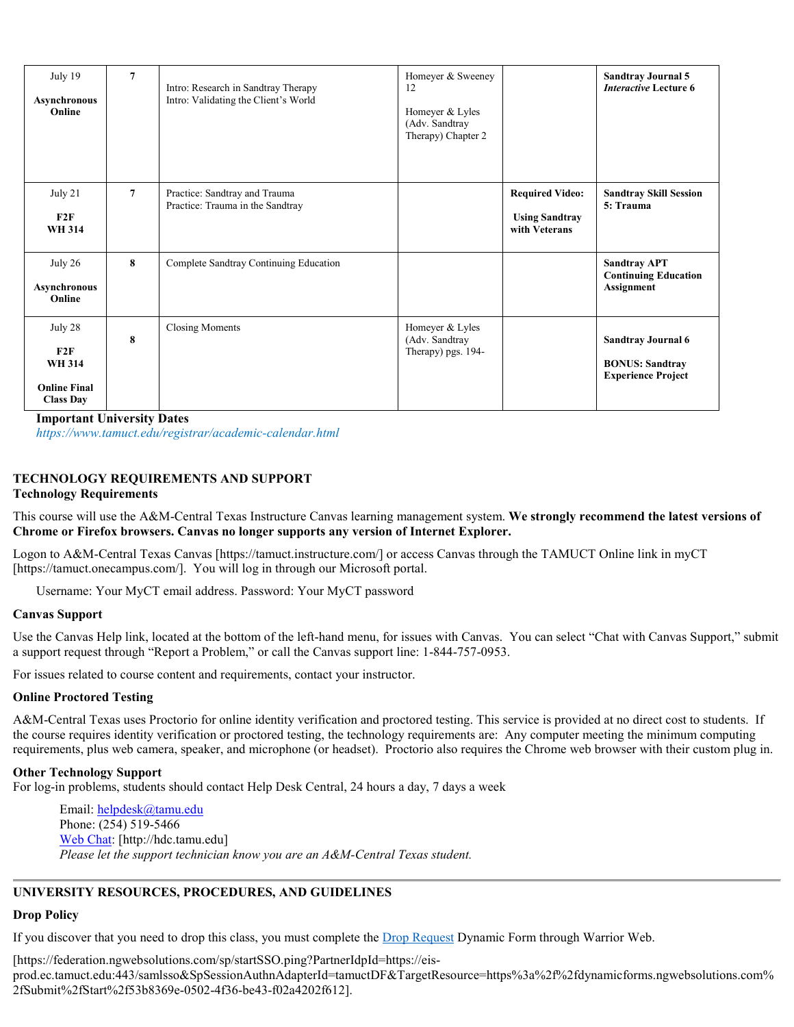| July 19<br><br>**Asynchronous Online** | **7** | Intro: Research in Sandtray Therapy<br>Intro: Validating the Client's World | Homeyer & Sweeney 12<br><br>Homeyer & Lyles (Adv. Sandtray Therapy) Chapter 2 | | **Sandtray Journal 5**<br>***Interactive* Lecture 6** |
|---|---|---|---|---|---|
| July 21<br><br>**F2F**<br>**WH 314** | **7** | Practice: Sandtray and Trauma<br>Practice: Trauma in the Sandtray | | **Required Video:**<br><br>**Using Sandtray with Veterans** | **Sandtray Skill Session 5: Trauma** |
| July 26<br><br>**Asynchronous Online** | **8** | Complete Sandtray Continuing Education | | | **Sandtray APT Continuing Education Assignment** |
| July 28<br><br>**F2F**<br>**WH 314**<br><br>**Online Final Class Day** | **8** | Closing Moments | Homeyer & Lyles (Adv. Sandtray Therapy) pgs. 194- | | **Sandtray Journal 6**<br><br>**BONUS: Sandtray Experience Project** |

**Important University Dates**

*https://www.tamuct.edu/registrar/academic-calendar.html*

## TECHNOLOGY REQUIREMENTS AND SUPPORT

### Technology Requirements

This course will use the A&M-Central Texas Instructure Canvas learning management system. **We strongly recommend the latest versions of Chrome or Firefox browsers. Canvas no longer supports any version of Internet Explorer.**

Logon to A&M-Central Texas Canvas [https://tamuct.instructure.com/] or access Canvas through the TAMUCT Online link in myCT [https://tamuct.onecampus.com/]. You will log in through our Microsoft portal.

Username: Your MyCT email address. Password: Your MyCT password

### Canvas Support

Use the Canvas Help link, located at the bottom of the left-hand menu, for issues with Canvas. You can select "Chat with Canvas Support," submit a support request through "Report a Problem," or call the Canvas support line: 1-844-757-0953.

For issues related to course content and requirements, contact your instructor.

### Online Proctored Testing

A&M-Central Texas uses Proctorio for online identity verification and proctored testing. This service is provided at no direct cost to students. If the course requires identity verification or proctored testing, the technology requirements are: Any computer meeting the minimum computing requirements, plus web camera, speaker, and microphone (or headset). Proctorio also requires the Chrome web browser with their custom plug in.

### Other Technology Support

For log-in problems, students should contact Help Desk Central, 24 hours a day, 7 days a week

Email: helpdesk@tamu.edu
Phone: (254) 519-5466
Web Chat: [http://hdc.tamu.edu]
*Please let the support technician know you are an A&M-Central Texas student.*

---

## UNIVERSITY RESOURCES, PROCEDURES, AND GUIDELINES

### Drop Policy

If you discover that you need to drop this class, you must complete the Drop Request Dynamic Form through Warrior Web.

[https://federation.ngwebsolutions.com/sp/startSSO.ping?PartnerIdpId=https://eis-prod.ec.tamuct.edu:443/samlsso&SpSessionAuthnAdapterId=tamuctDF&TargetResource=https%3a%2f%2fdynamicforms.ngwebsolutions.com%2fSubmit%2fStart%2f53b8369e-0502-4f36-be43-f02a4202f612].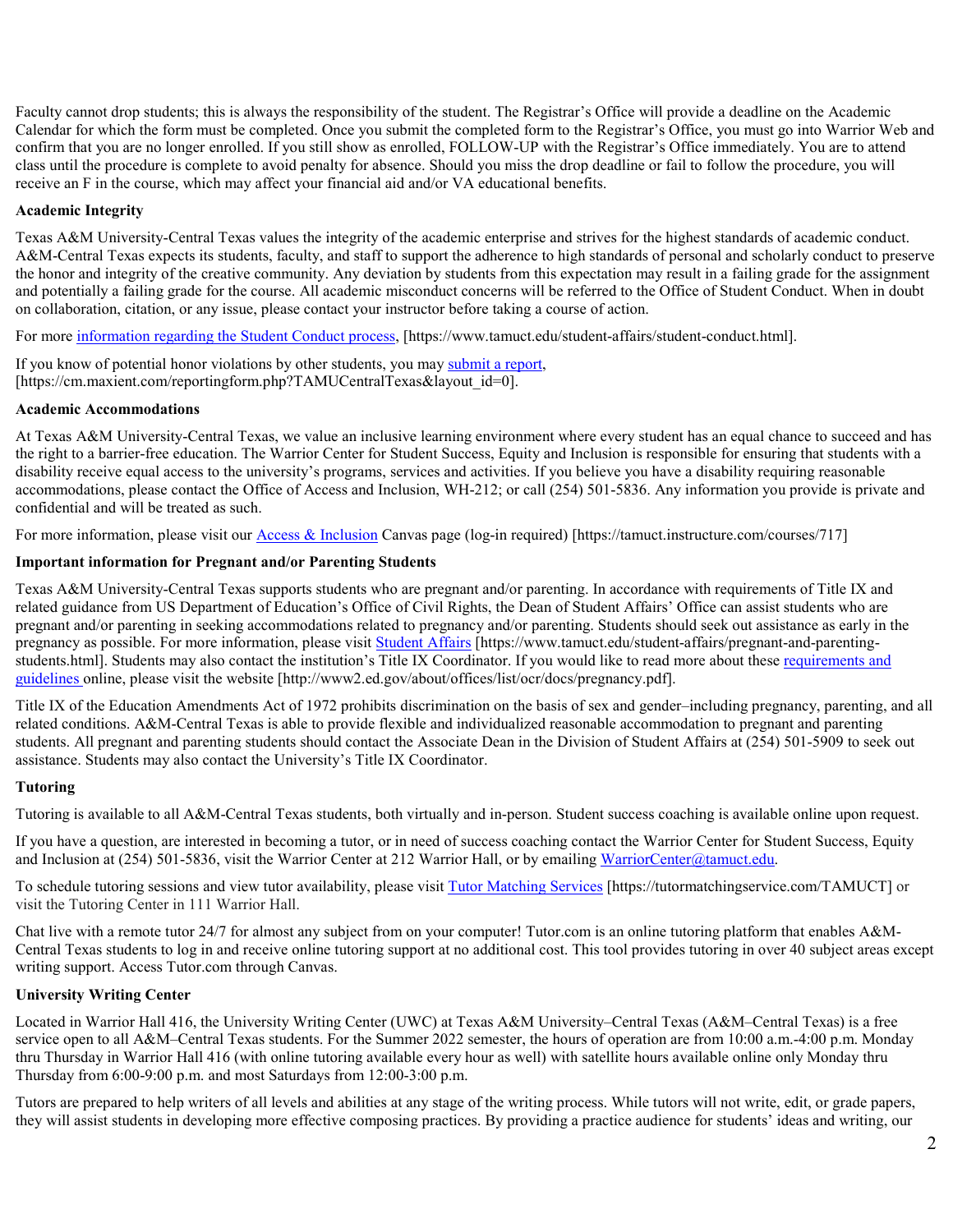Faculty cannot drop students; this is always the responsibility of the student. The Registrar's Office will provide a deadline on the Academic Calendar for which the form must be completed. Once you submit the completed form to the Registrar's Office, you must go into Warrior Web and confirm that you are no longer enrolled. If you still show as enrolled, FOLLOW-UP with the Registrar's Office immediately. You are to attend class until the procedure is complete to avoid penalty for absence. Should you miss the drop deadline or fail to follow the procedure, you will receive an F in the course, which may affect your financial aid and/or VA educational benefits.

**Academic Integrity**

Texas A&M University-Central Texas values the integrity of the academic enterprise and strives for the highest standards of academic conduct. A&M-Central Texas expects its students, faculty, and staff to support the adherence to high standards of personal and scholarly conduct to preserve the honor and integrity of the creative community. Any deviation by students from this expectation may result in a failing grade for the assignment and potentially a failing grade for the course. All academic misconduct concerns will be referred to the Office of Student Conduct. When in doubt on collaboration, citation, or any issue, please contact your instructor before taking a course of action.

For more information regarding the Student Conduct process, [https://www.tamuct.edu/student-affairs/student-conduct.html].

If you know of potential honor violations by other students, you may submit a report, [https://cm.maxient.com/reportingform.php?TAMUCentralTexas&layout_id=0].

**Academic Accommodations**

At Texas A&M University-Central Texas, we value an inclusive learning environment where every student has an equal chance to succeed and has the right to a barrier-free education. The Warrior Center for Student Success, Equity and Inclusion is responsible for ensuring that students with a disability receive equal access to the university's programs, services and activities. If you believe you have a disability requiring reasonable accommodations, please contact the Office of Access and Inclusion, WH-212; or call (254) 501-5836. Any information you provide is private and confidential and will be treated as such.

For more information, please visit our Access & Inclusion Canvas page (log-in required) [https://tamuct.instructure.com/courses/717]

**Important information for Pregnant and/or Parenting Students**

Texas A&M University-Central Texas supports students who are pregnant and/or parenting. In accordance with requirements of Title IX and related guidance from US Department of Education's Office of Civil Rights, the Dean of Student Affairs' Office can assist students who are pregnant and/or parenting in seeking accommodations related to pregnancy and/or parenting. Students should seek out assistance as early in the pregnancy as possible. For more information, please visit Student Affairs [https://www.tamuct.edu/student-affairs/pregnant-and-parenting-students.html]. Students may also contact the institution's Title IX Coordinator. If you would like to read more about these requirements and guidelines online, please visit the website [http://www2.ed.gov/about/offices/list/ocr/docs/pregnancy.pdf].

Title IX of the Education Amendments Act of 1972 prohibits discrimination on the basis of sex and gender–including pregnancy, parenting, and all related conditions. A&M-Central Texas is able to provide flexible and individualized reasonable accommodation to pregnant and parenting students. All pregnant and parenting students should contact the Associate Dean in the Division of Student Affairs at (254) 501-5909 to seek out assistance. Students may also contact the University's Title IX Coordinator.

**Tutoring**

Tutoring is available to all A&M-Central Texas students, both virtually and in-person. Student success coaching is available online upon request.

If you have a question, are interested in becoming a tutor, or in need of success coaching contact the Warrior Center for Student Success, Equity and Inclusion at (254) 501-5836, visit the Warrior Center at 212 Warrior Hall, or by emailing WarriorCenter@tamuct.edu.

To schedule tutoring sessions and view tutor availability, please visit Tutor Matching Services [https://tutormatchingservice.com/TAMUCT] or visit the Tutoring Center in 111 Warrior Hall.

Chat live with a remote tutor 24/7 for almost any subject from on your computer! Tutor.com is an online tutoring platform that enables A&M-Central Texas students to log in and receive online tutoring support at no additional cost. This tool provides tutoring in over 40 subject areas except writing support. Access Tutor.com through Canvas.

**University Writing Center**

Located in Warrior Hall 416, the University Writing Center (UWC) at Texas A&M University–Central Texas (A&M–Central Texas) is a free service open to all A&M–Central Texas students. For the Summer 2022 semester, the hours of operation are from 10:00 a.m.-4:00 p.m. Monday thru Thursday in Warrior Hall 416 (with online tutoring available every hour as well) with satellite hours available online only Monday thru Thursday from 6:00-9:00 p.m. and most Saturdays from 12:00-3:00 p.m.

Tutors are prepared to help writers of all levels and abilities at any stage of the writing process. While tutors will not write, edit, or grade papers, they will assist students in developing more effective composing practices. By providing a practice audience for students' ideas and writing, our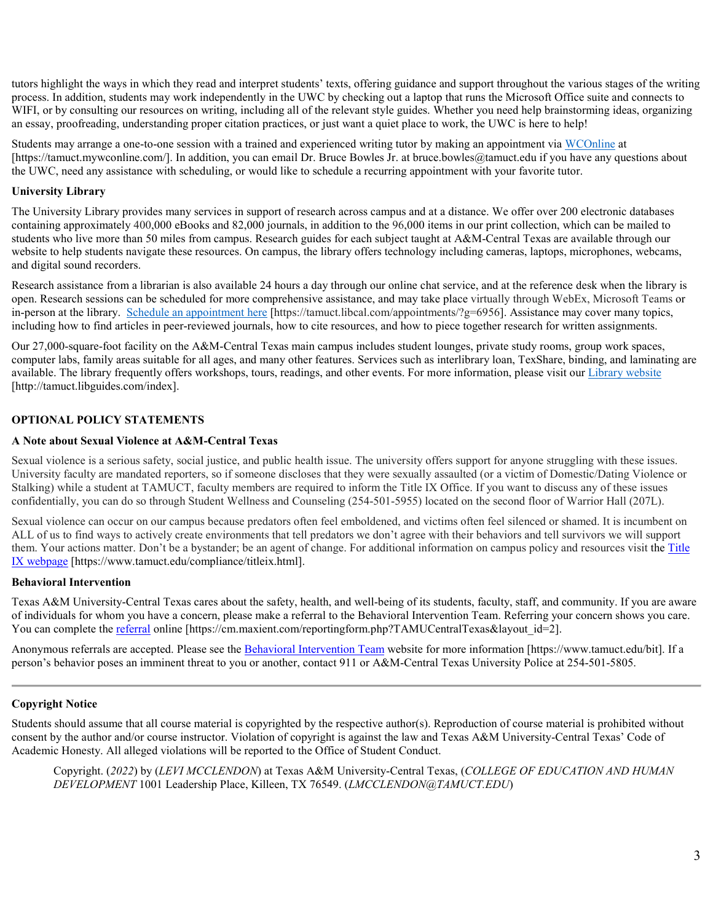tutors highlight the ways in which they read and interpret students' texts, offering guidance and support throughout the various stages of the writing process. In addition, students may work independently in the UWC by checking out a laptop that runs the Microsoft Office suite and connects to WIFI, or by consulting our resources on writing, including all of the relevant style guides. Whether you need help brainstorming ideas, organizing an essay, proofreading, understanding proper citation practices, or just want a quiet place to work, the UWC is here to help!

Students may arrange a one-to-one session with a trained and experienced writing tutor by making an appointment via WCOnline at [https://tamuct.mywconline.com/]. In addition, you can email Dr. Bruce Bowles Jr. at bruce.bowles@tamuct.edu if you have any questions about the UWC, need any assistance with scheduling, or would like to schedule a recurring appointment with your favorite tutor.

**University Library**

The University Library provides many services in support of research across campus and at a distance. We offer over 200 electronic databases containing approximately 400,000 eBooks and 82,000 journals, in addition to the 96,000 items in our print collection, which can be mailed to students who live more than 50 miles from campus. Research guides for each subject taught at A&M-Central Texas are available through our website to help students navigate these resources. On campus, the library offers technology including cameras, laptops, microphones, webcams, and digital sound recorders.

Research assistance from a librarian is also available 24 hours a day through our online chat service, and at the reference desk when the library is open. Research sessions can be scheduled for more comprehensive assistance, and may take place virtually through WebEx, Microsoft Teams or in-person at the library. Schedule an appointment here [https://tamuct.libcal.com/appointments/?g=6956]. Assistance may cover many topics, including how to find articles in peer-reviewed journals, how to cite resources, and how to piece together research for written assignments.

Our 27,000-square-foot facility on the A&M-Central Texas main campus includes student lounges, private study rooms, group work spaces, computer labs, family areas suitable for all ages, and many other features. Services such as interlibrary loan, TexShare, binding, and laminating are available. The library frequently offers workshops, tours, readings, and other events. For more information, please visit our Library website [http://tamuct.libguides.com/index].

## OPTIONAL POLICY STATEMENTS

**A Note about Sexual Violence at A&M-Central Texas**

Sexual violence is a serious safety, social justice, and public health issue. The university offers support for anyone struggling with these issues. University faculty are mandated reporters, so if someone discloses that they were sexually assaulted (or a victim of Domestic/Dating Violence or Stalking) while a student at TAMUCT, faculty members are required to inform the Title IX Office. If you want to discuss any of these issues confidentially, you can do so through Student Wellness and Counseling (254-501-5955) located on the second floor of Warrior Hall (207L).

Sexual violence can occur on our campus because predators often feel emboldened, and victims often feel silenced or shamed. It is incumbent on ALL of us to find ways to actively create environments that tell predators we don't agree with their behaviors and tell survivors we will support them. Your actions matter. Don't be a bystander; be an agent of change. For additional information on campus policy and resources visit the Title IX webpage [https://www.tamuct.edu/compliance/titleix.html].

**Behavioral Intervention**

Texas A&M University-Central Texas cares about the safety, health, and well-being of its students, faculty, staff, and community. If you are aware of individuals for whom you have a concern, please make a referral to the Behavioral Intervention Team. Referring your concern shows you care. You can complete the referral online [https://cm.maxient.com/reportingform.php?TAMUCentralTexas&layout_id=2].

Anonymous referrals are accepted. Please see the Behavioral Intervention Team website for more information [https://www.tamuct.edu/bit]. If a person's behavior poses an imminent threat to you or another, contact 911 or A&M-Central Texas University Police at 254-501-5805.

---

**Copyright Notice**

Students should assume that all course material is copyrighted by the respective author(s). Reproduction of course material is prohibited without consent by the author and/or course instructor. Violation of copyright is against the law and Texas A&M University-Central Texas' Code of Academic Honesty. All alleged violations will be reported to the Office of Student Conduct.

> Copyright. (*2022*) by (*LEVI MCCLENDON*) at Texas A&M University-Central Texas, (*COLLEGE OF EDUCATION AND HUMAN DEVELOPMENT* 1001 Leadership Place, Killeen, TX 76549. (*LMCCLENDON@TAMUCT.EDU*)